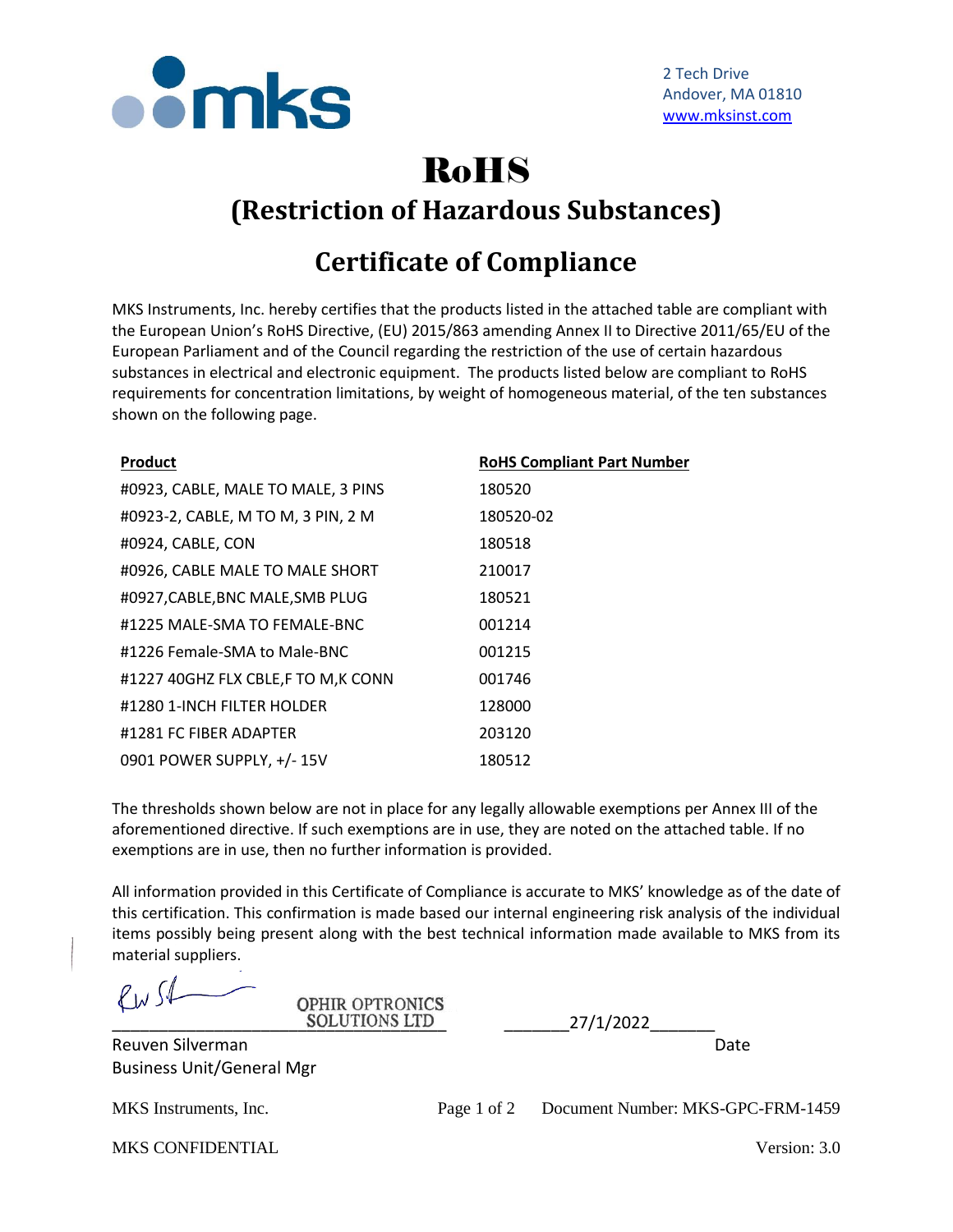2 Tech Drive
Andover, MA 01810
www.mksinst.com

# RoHS

## (Restriction of Hazardous Substances)

## Certificate of Compliance

MKS Instruments, Inc. hereby certifies that the products listed in the attached table are compliant with the European Union's RoHS Directive, (EU) 2015/863 amending Annex II to Directive 2011/65/EU of the European Parliament and of the Council regarding the restriction of the use of certain hazardous substances in electrical and electronic equipment. The products listed below are compliant to RoHS requirements for concentration limitations, by weight of homogeneous material, of the ten substances shown on the following page.

| Product | RoHS Compliant Part Number |
|---|---|
| #0923, CABLE, MALE TO MALE, 3 PINS | 180520 |
| #0923-2, CABLE, M TO M, 3 PIN, 2 M | 180520-02 |
| #0924, CABLE, CON | 180518 |
| #0926, CABLE MALE TO MALE SHORT | 210017 |
| #0927,CABLE,BNC MALE,SMB PLUG | 180521 |
| #1225 MALE-SMA TO FEMALE-BNC | 001214 |
| #1226 Female-SMA to Male-BNC | 001215 |
| #1227 40GHZ FLX CBLE,F TO M,K CONN | 001746 |
| #1280 1-INCH FILTER HOLDER | 128000 |
| #1281 FC FIBER ADAPTER | 203120 |
| 0901 POWER SUPPLY, +/- 15V | 180512 |

The thresholds shown below are not in place for any legally allowable exemptions per Annex III of the aforementioned directive. If such exemptions are in use, they are noted on the attached table. If no exemptions are in use, then no further information is provided.

All information provided in this Certificate of Compliance is accurate to MKS' knowledge as of the date of this certification. This confirmation is made based our internal engineering risk analysis of the individual items possibly being present along with the best technical information made available to MKS from its material suppliers.

OPHIR OPTRONICS SOLUTIONS LTD

_______27/1/2022_______

Reuven Silverman
Business Unit/General Mgr

Date

MKS Instruments, Inc. Document Number: MKS-GPC-FRM-1459

MKS CONFIDENTIAL Version: 3.0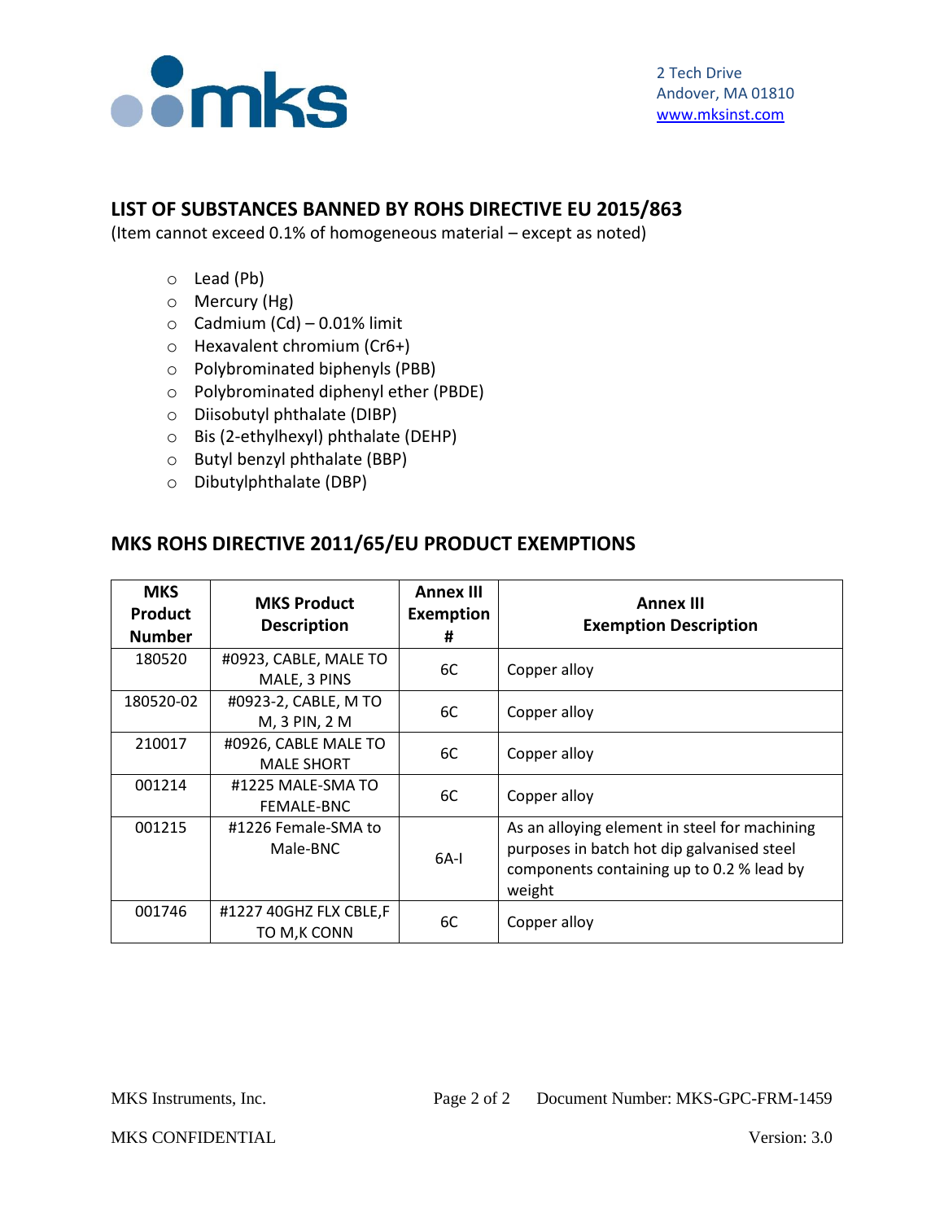2 Tech Drive
Andover, MA 01810
www.mksinst.com

## LIST OF SUBSTANCES BANNED BY ROHS DIRECTIVE EU 2015/863

(Item cannot exceed 0.1% of homogeneous material – except as noted)

- Lead (Pb)
- Mercury (Hg)
- Cadmium (Cd) – 0.01% limit
- Hexavalent chromium (Cr6+)
- Polybrominated biphenyls (PBB)
- Polybrominated diphenyl ether (PBDE)
- Diisobutyl phthalate (DIBP)
- Bis (2-ethylhexyl) phthalate (DEHP)
- Butyl benzyl phthalate (BBP)
- Dibutylphthalate (DBP)

## MKS ROHS DIRECTIVE 2011/65/EU PRODUCT EXEMPTIONS

| MKS Product Number | MKS Product Description | Annex III Exemption # | Annex III Exemption Description |
|---|---|---|---|
| 180520 | #0923, CABLE, MALE TO MALE, 3 PINS | 6C | Copper alloy |
| 180520-02 | #0923-2, CABLE, M TO M, 3 PIN, 2 M | 6C | Copper alloy |
| 210017 | #0926, CABLE MALE TO MALE SHORT | 6C | Copper alloy |
| 001214 | #1225 MALE-SMA TO FEMALE-BNC | 6C | Copper alloy |
| 001215 | #1226 Female-SMA to Male-BNC | 6A-I | As an alloying element in steel for machining purposes in batch hot dip galvanised steel components containing up to 0.2 % lead by weight |
| 001746 | #1227 40GHZ FLX CBLE,F TO M,K CONN | 6C | Copper alloy |

MKS Instruments, Inc. Document Number: MKS-GPC-FRM-1459

MKS CONFIDENTIAL Version: 3.0